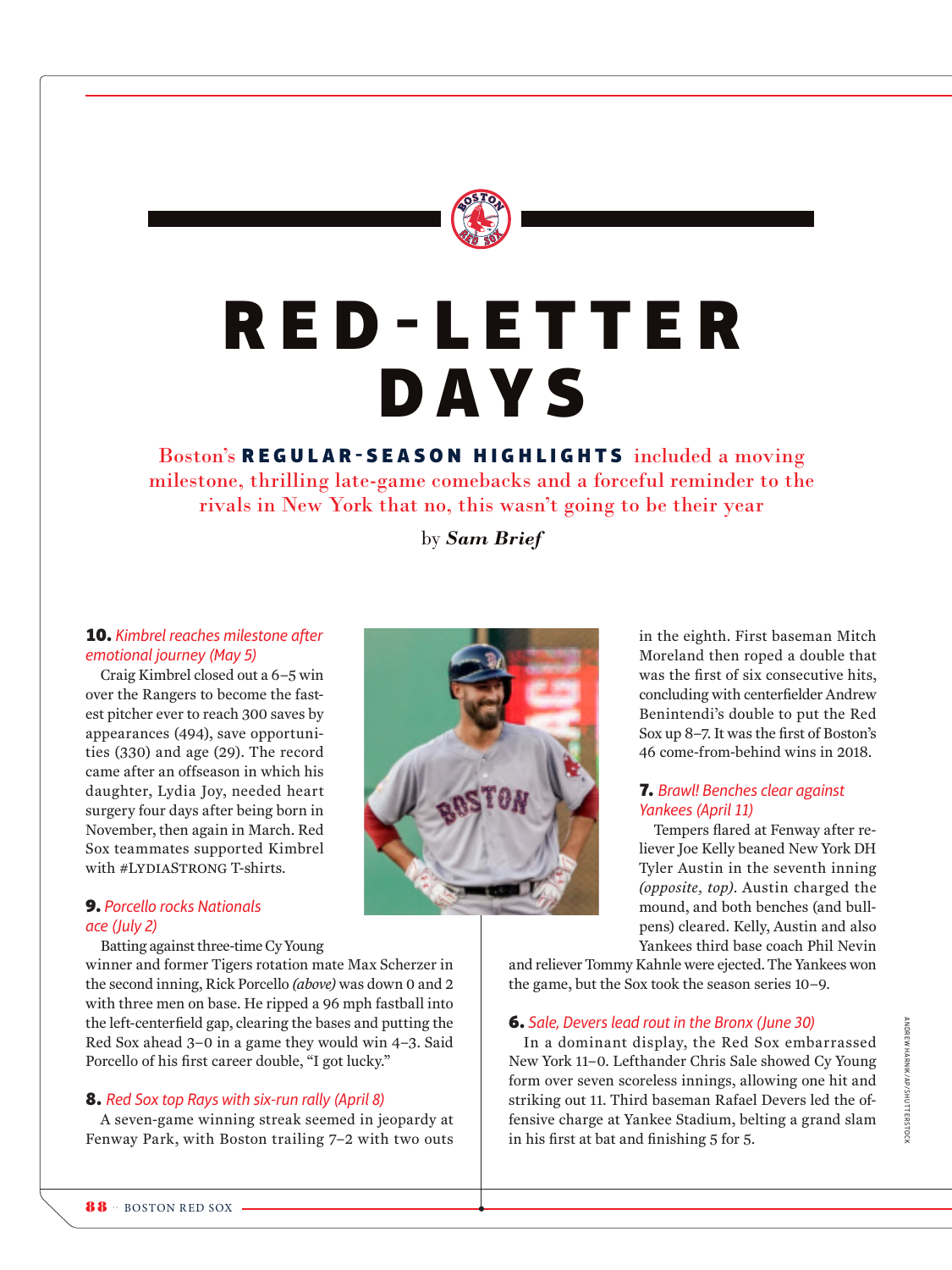# RED-LETTER DAYS

Boston's **REGULAR-SEASON HIGHLIGHTS** included a moving milestone, thrilling late-game comebacks and a forceful reminder to the rivals in New York that no, this wasn't going to be their year

by ***Sam Brief***

**10.** *Kimbrel reaches milestone after emotional journey (May 5)*

Craig Kimbrel closed out a 6–5 win over the Rangers to become the fastest pitcher ever to reach 300 saves by appearances (494), save opportunities (330) and age (29). The record came after an offseason in which his daughter, Lydia Joy, needed heart surgery four days after being born in November, then again in March. Red Sox teammates supported Kimbrel with #LYDIASTRONG T-shirts.

**9.** *Porcello rocks Nationals ace (July 2)*

Batting against three-time Cy Young winner and former Tigers rotation mate Max Scherzer in the second inning, Rick Porcello *(above)* was down 0 and 2 with three men on base. He ripped a 96 mph fastball into the left-centerfield gap, clearing the bases and putting the Red Sox ahead 3–0 in a game they would win 4–3. Said Porcello of his first career double, "I got lucky."

**8.** *Red Sox top Rays with six-run rally (April 8)*

A seven-game winning streak seemed in jeopardy at Fenway Park, with Boston trailing 7–2 with two outs in the eighth. First baseman Mitch Moreland then roped a double that was the first of six consecutive hits, concluding with centerfielder Andrew Benintendi's double to put the Red Sox up 8–7. It was the first of Boston's 46 come-from-behind wins in 2018.

**7.** *Brawl! Benches clear against Yankees (April 11)*

Tempers flared at Fenway after reliever Joe Kelly beaned New York DH Tyler Austin in the seventh inning *(opposite, top)*. Austin charged the mound, and both benches (and bullpens) cleared. Kelly, Austin and also Yankees third base coach Phil Nevin and reliever Tommy Kahnle were ejected. The Yankees won the game, but the Sox took the season series 10–9.

**6.** *Sale, Devers lead rout in the Bronx (June 30)*

In a dominant display, the Red Sox embarrassed New York 11–0. Lefthander Chris Sale showed Cy Young form over seven scoreless innings, allowing one hit and striking out 11. Third baseman Rafael Devers led the offensive charge at Yankee Stadium, belting a grand slam in his first at bat and finishing 5 for 5.

ANDREW HARNIK/AP/SHUTTERSTOCK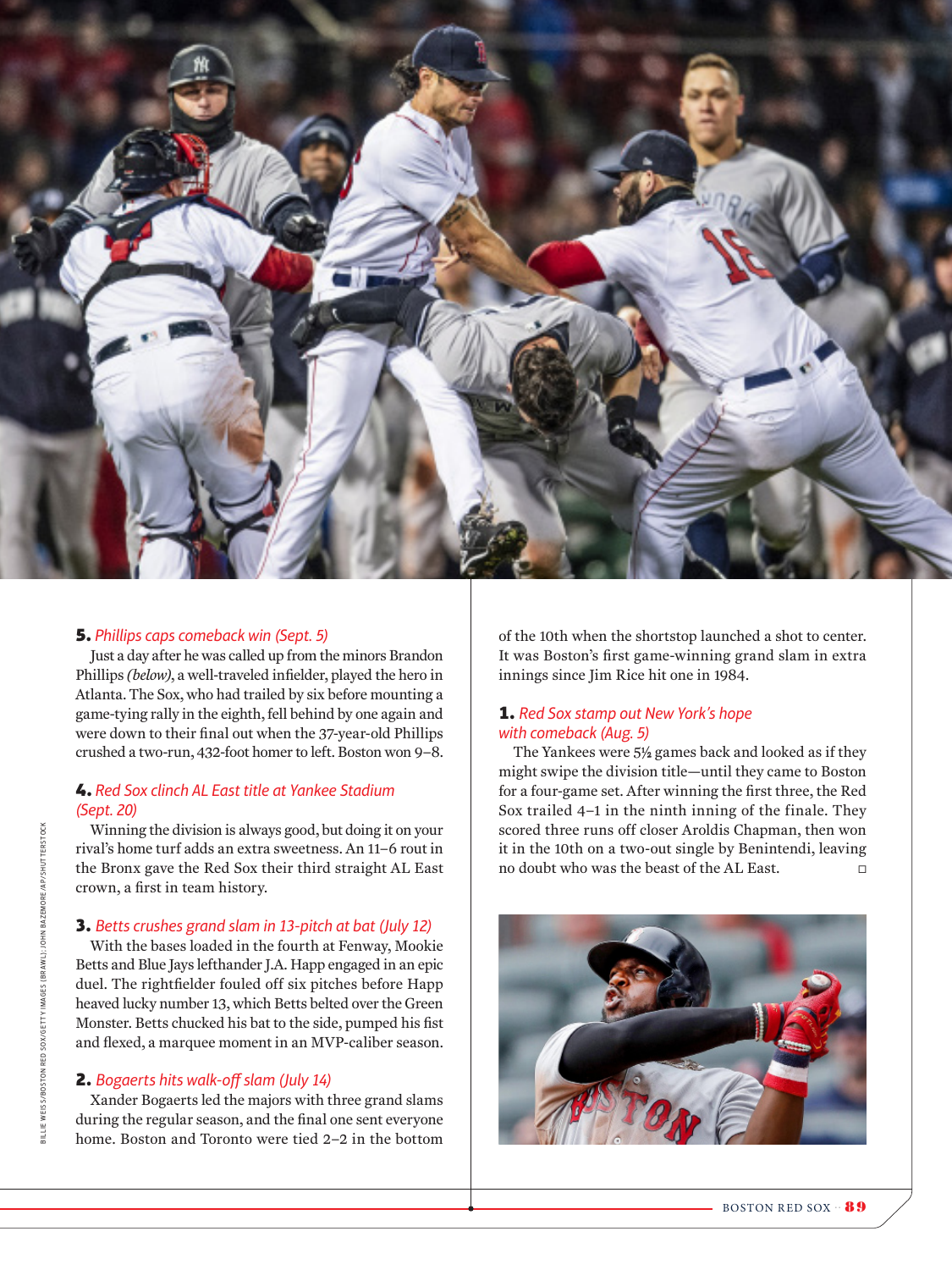**5.** *Phillips caps comeback win (Sept. 5)*

Just a day after he was called up from the minors Brandon Phillips *(below)*, a well-traveled infielder, played the hero in Atlanta. The Sox, who had trailed by six before mounting a game-tying rally in the eighth, fell behind by one again and were down to their final out when the 37-year-old Phillips crushed a two-run, 432-foot homer to left. Boston won 9–8.

**4.** *Red Sox clinch AL East title at Yankee Stadium (Sept. 20)*

Winning the division is always good, but doing it on your rival's home turf adds an extra sweetness. An 11–6 rout in the Bronx gave the Red Sox their third straight AL East crown, a first in team history.

**3.** *Betts crushes grand slam in 13-pitch at bat (July 12)*

With the bases loaded in the fourth at Fenway, Mookie Betts and Blue Jays lefthander J.A. Happ engaged in an epic duel. The rightfielder fouled off six pitches before Happ heaved lucky number 13, which Betts belted over the Green Monster. Betts chucked his bat to the side, pumped his fist and flexed, a marquee moment in an MVP-caliber season.

**2.** *Bogaerts hits walk-off slam (July 14)*

Xander Bogaerts led the majors with three grand slams during the regular season, and the final one sent everyone home. Boston and Toronto were tied 2–2 in the bottom of the 10th when the shortstop launched a shot to center. It was Boston's first game-winning grand slam in extra innings since Jim Rice hit one in 1984.

**1.** *Red Sox stamp out New York's hope with comeback (Aug. 5)*

The Yankees were 5½ games back and looked as if they might swipe the division title—until they came to Boston for a four-game set. After winning the first three, the Red Sox trailed 4–1 in the ninth inning of the finale. They scored three runs off closer Aroldis Chapman, then won it in the 10th on a two-out single by Benintendi, leaving no doubt who was the beast of the AL East. □

BILLIE WEISS/BOSTON RED SOX/GETTY IMAGES (BRAWL); JOHN BAZEMORE/AP/SHUTTERSTOCK